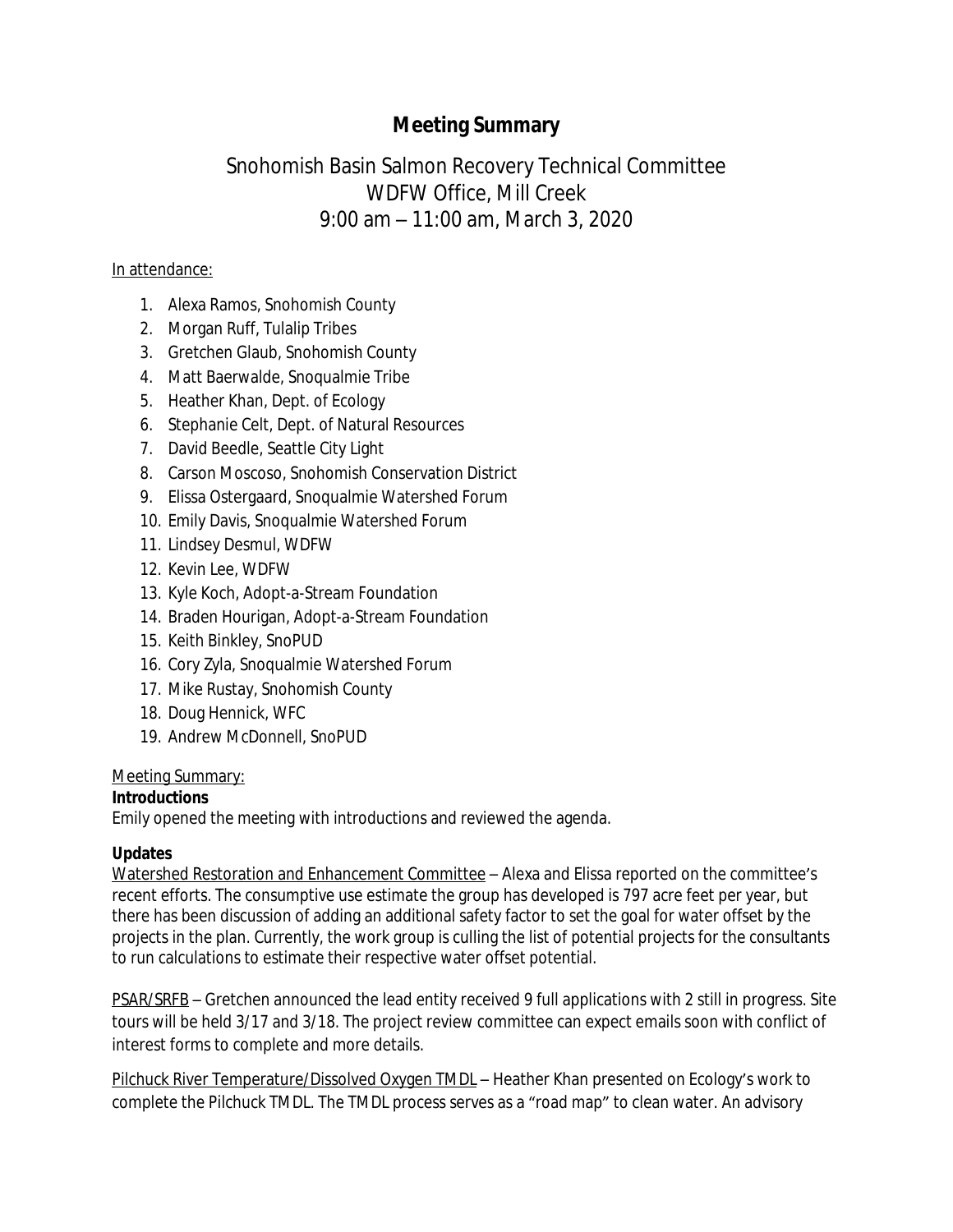# Meeting Summary

## Snohomish Basin Salmon Recovery Technical Committee
## WDFW Office, Mill Creek
## 9:00 am – 11:00 am, March 3, 2020

In attendance:

1. Alexa Ramos, Snohomish County
2. Morgan Ruff, Tulalip Tribes
3. Gretchen Glaub, Snohomish County
4. Matt Baerwalde, Snoqualmie Tribe
5. Heather Khan, Dept. of Ecology
6. Stephanie Celt, Dept. of Natural Resources
7. David Beedle, Seattle City Light
8. Carson Moscoso, Snohomish Conservation District
9. Elissa Ostergaard, Snoqualmie Watershed Forum
10. Emily Davis, Snoqualmie Watershed Forum
11. Lindsey Desmul, WDFW
12. Kevin Lee, WDFW
13. Kyle Koch, Adopt-a-Stream Foundation
14. Braden Hourigan, Adopt-a-Stream Foundation
15. Keith Binkley, SnoPUD
16. Cory Zyla, Snoqualmie Watershed Forum
17. Mike Rustay, Snohomish County
18. Doug Hennick, WFC
19. Andrew McDonnell, SnoPUD

Meeting Summary:

**Introductions**

Emily opened the meeting with introductions and reviewed the agenda.

**Updates**

Watershed Restoration and Enhancement Committee – Alexa and Elissa reported on the committee's recent efforts. The consumptive use estimate the group has developed is 797 acre feet per year, but there has been discussion of adding an additional safety factor to set the goal for water offset by the projects in the plan. Currently, the work group is culling the list of potential projects for the consultants to run calculations to estimate their respective water offset potential.

PSAR/SRFB – Gretchen announced the lead entity received 9 full applications with 2 still in progress. Site tours will be held 3/17 and 3/18. The project review committee can expect emails soon with conflict of interest forms to complete and more details.

Pilchuck River Temperature/Dissolved Oxygen TMDL – Heather Khan presented on Ecology's work to complete the Pilchuck TMDL. The TMDL process serves as a "road map" to clean water. An advisory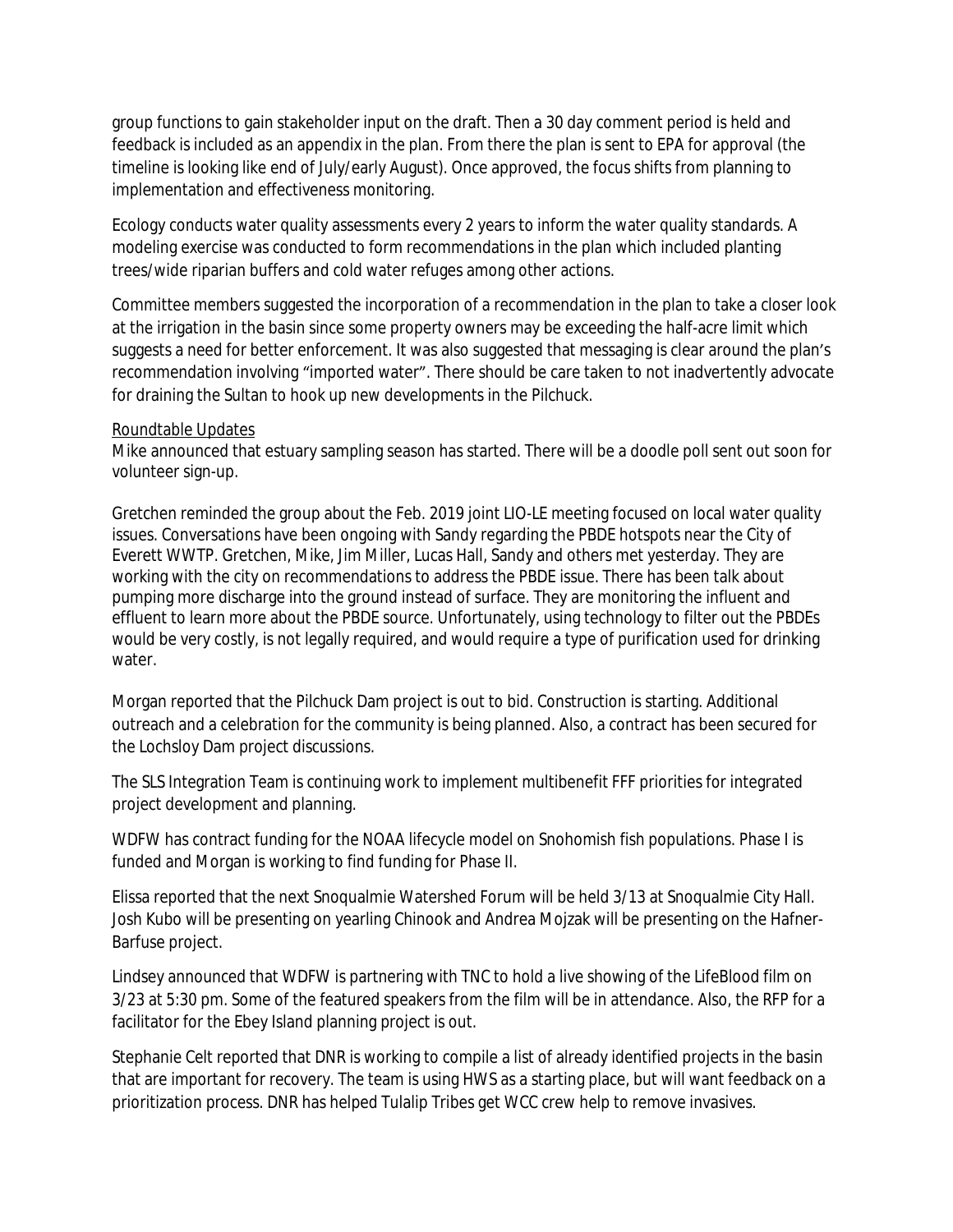group functions to gain stakeholder input on the draft. Then a 30 day comment period is held and feedback is included as an appendix in the plan. From there the plan is sent to EPA for approval (the timeline is looking like end of July/early August). Once approved, the focus shifts from planning to implementation and effectiveness monitoring.

Ecology conducts water quality assessments every 2 years to inform the water quality standards. A modeling exercise was conducted to form recommendations in the plan which included planting trees/wide riparian buffers and cold water refuges among other actions.

Committee members suggested the incorporation of a recommendation in the plan to take a closer look at the irrigation in the basin since some property owners may be exceeding the half-acre limit which suggests a need for better enforcement. It was also suggested that messaging is clear around the plan's recommendation involving "imported water". There should be care taken to not inadvertently advocate for draining the Sultan to hook up new developments in the Pilchuck.

<u>Roundtable Updates</u>

Mike announced that estuary sampling season has started. There will be a doodle poll sent out soon for volunteer sign-up.

Gretchen reminded the group about the Feb. 2019 joint LIO-LE meeting focused on local water quality issues. Conversations have been ongoing with Sandy regarding the PBDE hotspots near the City of Everett WWTP. Gretchen, Mike, Jim Miller, Lucas Hall, Sandy and others met yesterday. They are working with the city on recommendations to address the PBDE issue. There has been talk about pumping more discharge into the ground instead of surface. They are monitoring the influent and effluent to learn more about the PBDE source. Unfortunately, using technology to filter out the PBDEs would be very costly, is not legally required, and would require a type of purification used for drinking water.

Morgan reported that the Pilchuck Dam project is out to bid. Construction is starting. Additional outreach and a celebration for the community is being planned. Also, a contract has been secured for the Lochsloy Dam project discussions.

The SLS Integration Team is continuing work to implement multibenefit FFF priorities for integrated project development and planning.

WDFW has contract funding for the NOAA lifecycle model on Snohomish fish populations. Phase I is funded and Morgan is working to find funding for Phase II.

Elissa reported that the next Snoqualmie Watershed Forum will be held 3/13 at Snoqualmie City Hall. Josh Kubo will be presenting on yearling Chinook and Andrea Mojzak will be presenting on the Hafner-Barfuse project.

Lindsey announced that WDFW is partnering with TNC to hold a live showing of the LifeBlood film on 3/23 at 5:30 pm. Some of the featured speakers from the film will be in attendance. Also, the RFP for a facilitator for the Ebey Island planning project is out.

Stephanie Celt reported that DNR is working to compile a list of already identified projects in the basin that are important for recovery. The team is using HWS as a starting place, but will want feedback on a prioritization process. DNR has helped Tulalip Tribes get WCC crew help to remove invasives.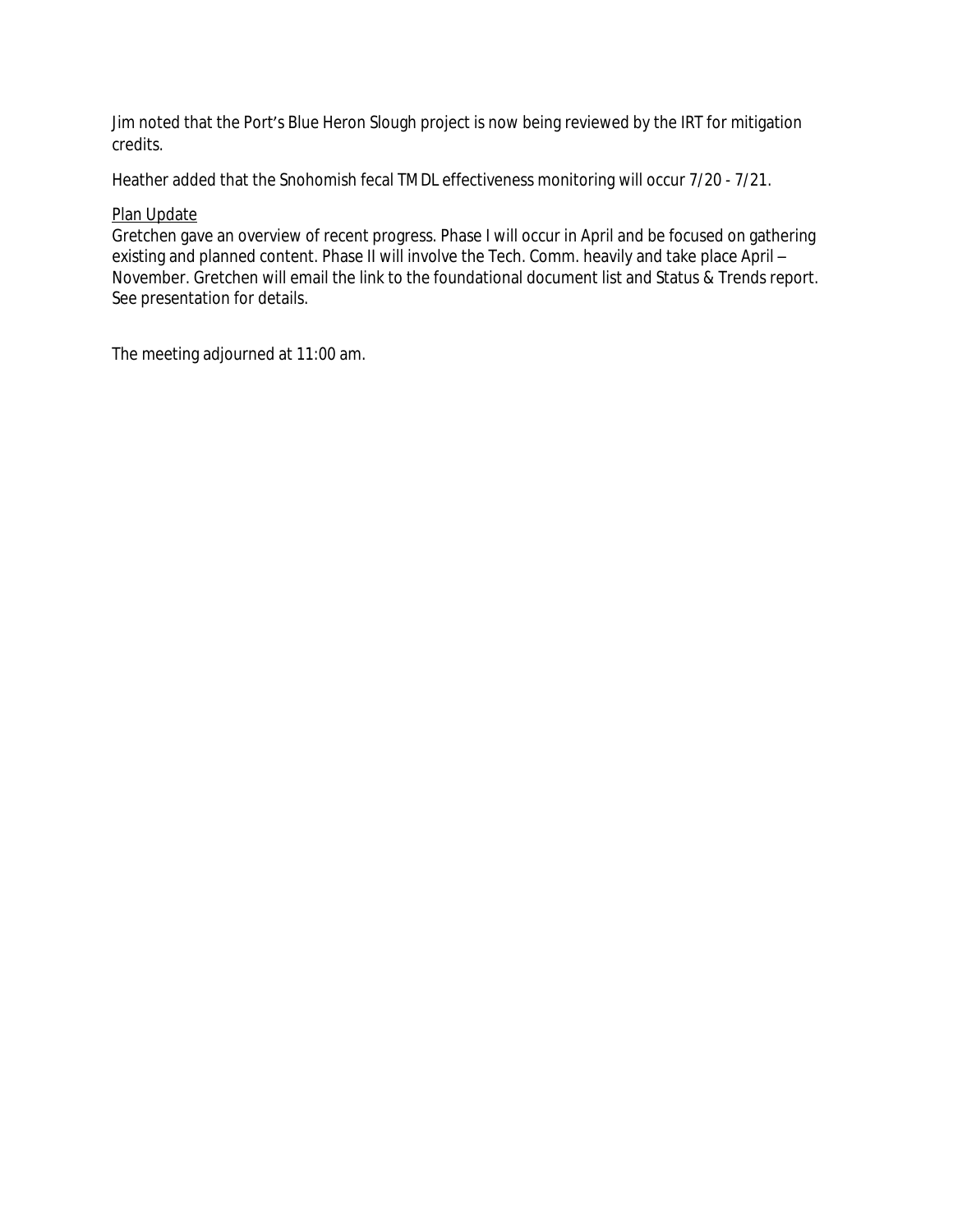Jim noted that the Port's Blue Heron Slough project is now being reviewed by the IRT for mitigation credits.

Heather added that the Snohomish fecal TMDL effectiveness monitoring will occur 7/20 - 7/21.

Plan Update

Gretchen gave an overview of recent progress. Phase I will occur in April and be focused on gathering existing and planned content. Phase II will involve the Tech. Comm. heavily and take place April – November. Gretchen will email the link to the foundational document list and Status & Trends report. See presentation for details.

The meeting adjourned at 11:00 am.